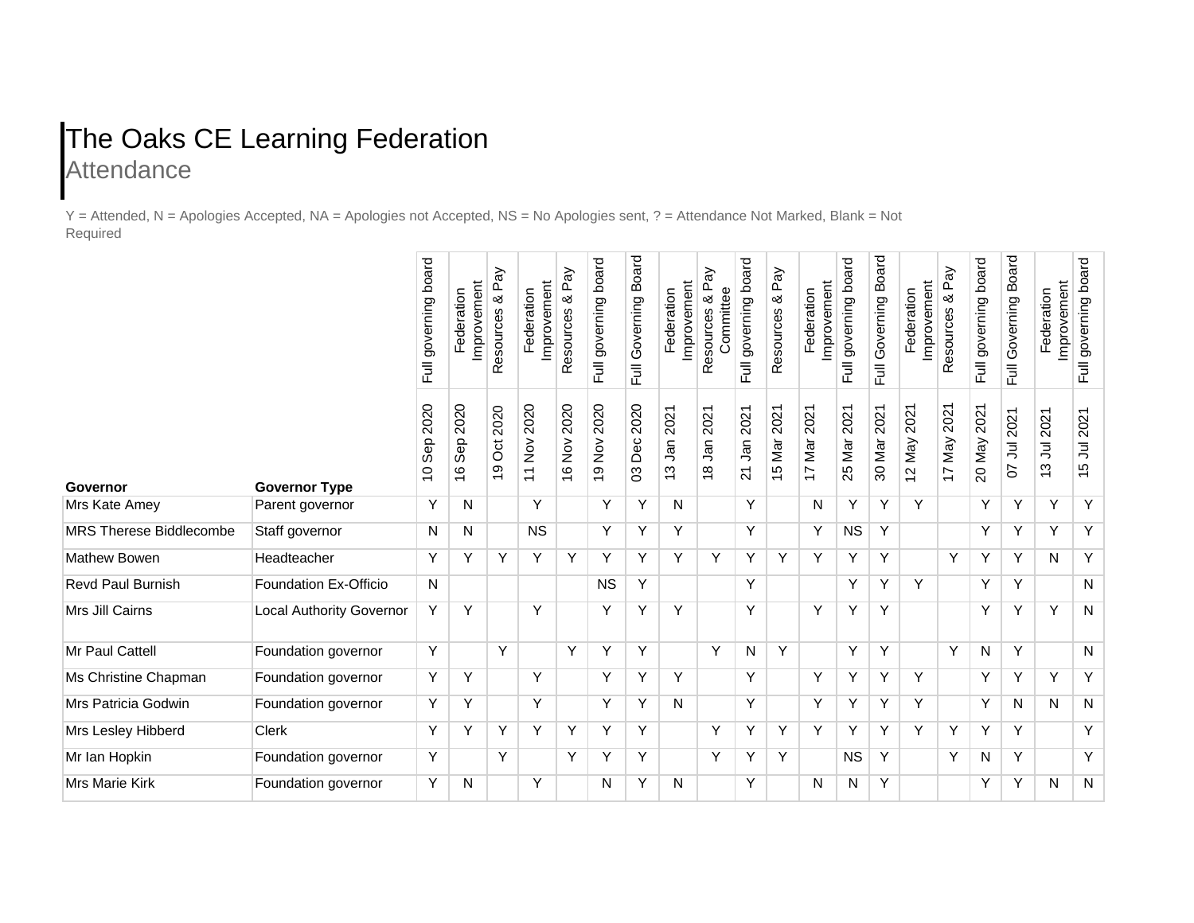# The Oaks CE Learning Federation

## Attendance

Y = Attended, N = Apologies Accepted, NA = Apologies not Accepted, NS = No Apologies sent, ? = Attendance Not Marked, Blank = Not Required

| Governor | Governor Type | Full governing board 10 Sep 2020 | Federation Improvement 16 Sep 2020 | Resources & Pay 19 Oct 2020 | Federation Improvement 11 Nov 2020 | Resources & Pay 16 Nov 2020 | Full governing board 19 Nov 2020 | Full Governing Board 03 Dec 2020 | Federation Improvement 13 Jan 2021 | Resources & Pay Committee 18 Jan 2021 | Full governing board 21 Jan 2021 | Resources & Pay 15 Mar 2021 | Federation Improvement 17 Mar 2021 | Full governing board 25 Mar 2021 | Full Governing Board 30 Mar 2021 | Federation Improvement 12 May 2021 | Resources & Pay 17 May 2021 | Full governing board 20 May 2021 | Full Governing Board 07 Jul 2021 | Federation Improvement 13 Jul 2021 | Full governing board 15 Jul 2021 |
|---|---|---|---|---|---|---|---|---|---|---|---|---|---|---|---|---|---|---|---|---|---|
| Mrs Kate Amey | Parent governor | Y | N | | Y | | Y | Y | N | | Y | | N | Y | Y | Y | | Y | Y | Y | Y |
| MRS Therese Biddlecombe | Staff governor | N | N | | NS | | Y | Y | Y | | Y | | Y | NS | Y | | | Y | Y | Y | Y |
| Mathew Bowen | Headteacher | Y | Y | Y | Y | Y | Y | Y | Y | Y | Y | Y | Y | Y | Y | | Y | Y | Y | N | Y |
| Revd Paul Burnish | Foundation Ex-Officio | N | | | | | NS | Y | | | Y | | | Y | Y | Y | | Y | Y | | N |
| Mrs Jill Cairns | Local Authority Governor | Y | Y | | Y | | Y | Y | Y | | Y | | Y | Y | Y | | | Y | Y | Y | N |
| Mr Paul Cattell | Foundation governor | Y | | Y | | Y | Y | Y | | Y | N | Y | | Y | Y | | Y | N | Y | | N |
| Ms Christine Chapman | Foundation governor | Y | Y | | Y | | Y | Y | Y | | Y | | Y | Y | Y | Y | | Y | Y | Y | Y |
| Mrs Patricia Godwin | Foundation governor | Y | Y | | Y | | Y | Y | N | | Y | | Y | Y | Y | Y | | Y | N | N | N |
| Mrs Lesley Hibberd | Clerk | Y | Y | Y | Y | Y | Y | Y | | Y | Y | Y | Y | Y | Y | Y | Y | Y | Y | | Y |
| Mr Ian Hopkin | Foundation governor | Y | | Y | | Y | Y | Y | | Y | Y | Y | | NS | Y | | Y | N | Y | | Y |
| Mrs Marie Kirk | Foundation governor | Y | N | | Y | | N | Y | N | | Y | | N | N | Y | | | Y | Y | N | N |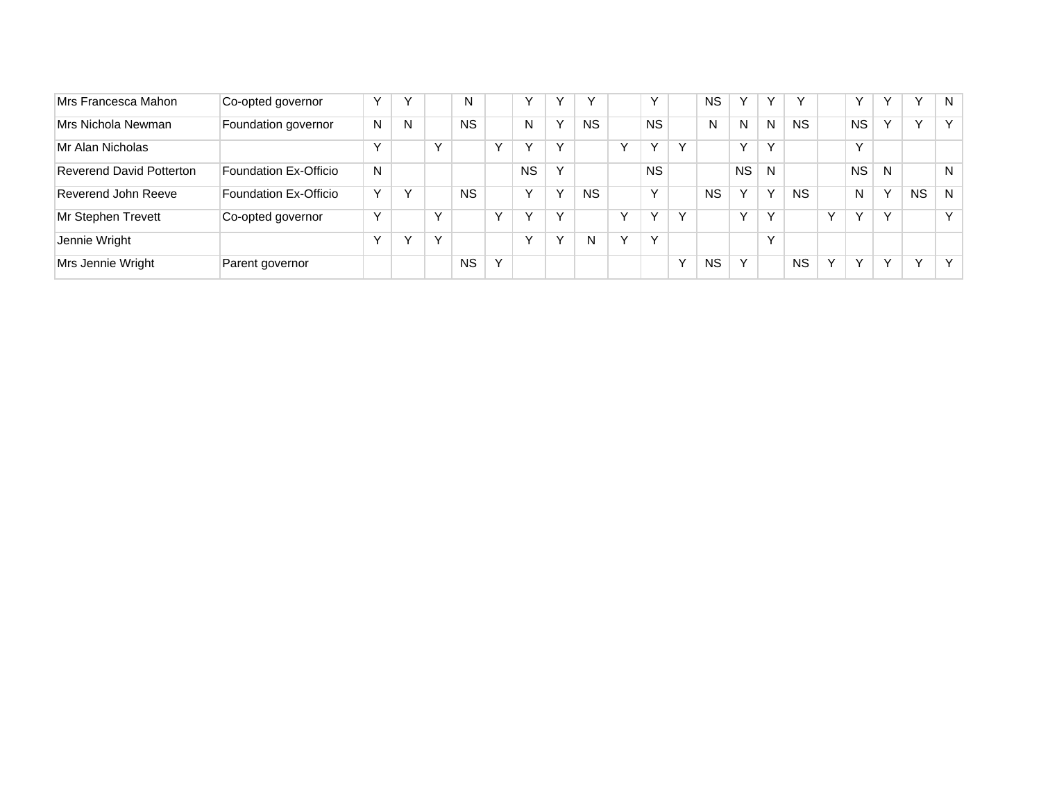| | | | | | | | | | | | | | | | | | | | | | |
|---|---|---|---|---|---|---|---|---|---|---|---|---|---|---|---|---|---|---|---|---|---|
| Mrs Francesca Mahon | Co-opted governor | Y | Y | | N | | Y | Y | Y | | Y | | NS | Y | Y | Y | | Y | Y | Y | N |
| Mrs Nichola Newman | Foundation governor | N | N | | NS | | N | Y | NS | | NS | | N | N | N | NS | | NS | Y | Y | Y |
| Mr Alan Nicholas | | Y | | Y | | Y | Y | Y | | Y | Y | Y | | Y | Y | | | Y | | | |
| Reverend David Potterton | Foundation Ex-Officio | N | | | | | NS | Y | | | NS | | | NS | N | | | NS | N | | N |
| Reverend John Reeve | Foundation Ex-Officio | Y | Y | | NS | | Y | Y | NS | | Y | | NS | Y | Y | NS | | N | Y | NS | N |
| Mr Stephen Trevett | Co-opted governor | Y | | Y | | Y | Y | Y | | Y | Y | Y | | Y | Y | | Y | Y | Y | | Y |
| Jennie Wright | | Y | Y | Y | | | Y | Y | N | Y | Y | | | | Y | | | | | | |
| Mrs Jennie Wright | Parent governor | | | | NS | Y | | | | | | Y | NS | Y | | NS | Y | Y | Y | Y | Y |